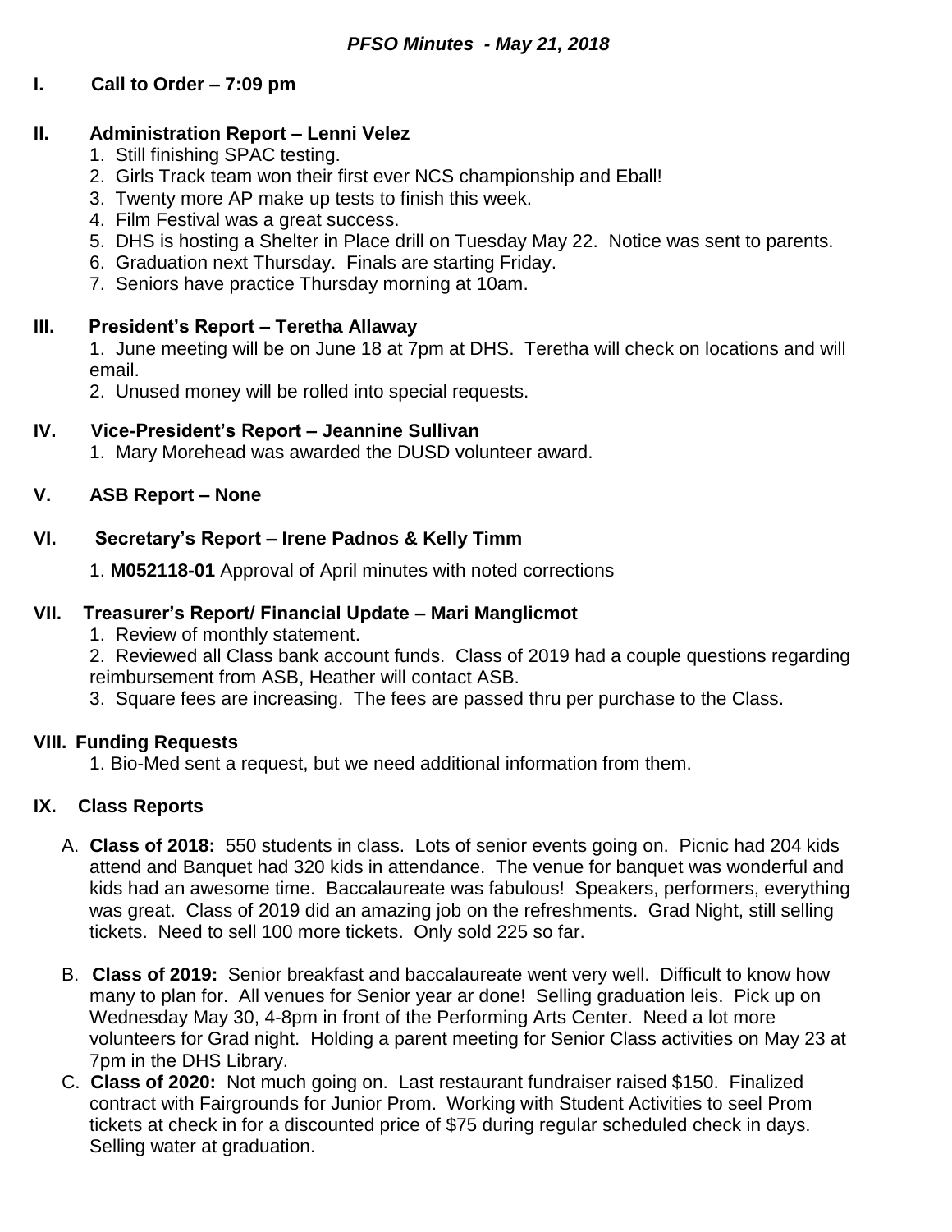# *PFSO Minutes - May 21, 2018*

## I. Call to Order – 7:09 pm

## II. Administration Report – Lenni Velez

1. Still finishing SPAC testing.
2. Girls Track team won their first ever NCS championship and Eball!
3. Twenty more AP make up tests to finish this week.
4. Film Festival was a great success.
5. DHS is hosting a Shelter in Place drill on Tuesday May 22. Notice was sent to parents.
6. Graduation next Thursday. Finals are starting Friday.
7. Seniors have practice Thursday morning at 10am.

## III. President's Report – Teretha Allaway

1. June meeting will be on June 18 at 7pm at DHS. Teretha will check on locations and will email.
2. Unused money will be rolled into special requests.

## IV. Vice-President's Report – Jeannine Sullivan

1. Mary Morehead was awarded the DUSD volunteer award.

## V. ASB Report – None

## VI. Secretary's Report – Irene Padnos & Kelly Timm

1. **M052118-01** Approval of April minutes with noted corrections

## VII. Treasurer's Report/ Financial Update – Mari Manglicmot

1. Review of monthly statement.
2. Reviewed all Class bank account funds. Class of 2019 had a couple questions regarding reimbursement from ASB, Heather will contact ASB.
3. Square fees are increasing. The fees are passed thru per purchase to the Class.

## VIII. Funding Requests

1. Bio-Med sent a request, but we need additional information from them.

## IX. Class Reports

A. **Class of 2018:** 550 students in class. Lots of senior events going on. Picnic had 204 kids attend and Banquet had 320 kids in attendance. The venue for banquet was wonderful and kids had an awesome time. Baccalaureate was fabulous! Speakers, performers, everything was great. Class of 2019 did an amazing job on the refreshments. Grad Night, still selling tickets. Need to sell 100 more tickets. Only sold 225 so far.

B. **Class of 2019:** Senior breakfast and baccalaureate went very well. Difficult to know how many to plan for. All venues for Senior year ar done! Selling graduation leis. Pick up on Wednesday May 30, 4-8pm in front of the Performing Arts Center. Need a lot more volunteers for Grad night. Holding a parent meeting for Senior Class activities on May 23 at 7pm in the DHS Library.

C. **Class of 2020:** Not much going on. Last restaurant fundraiser raised $150. Finalized contract with Fairgrounds for Junior Prom. Working with Student Activities to seel Prom tickets at check in for a discounted price of $75 during regular scheduled check in days. Selling water at graduation.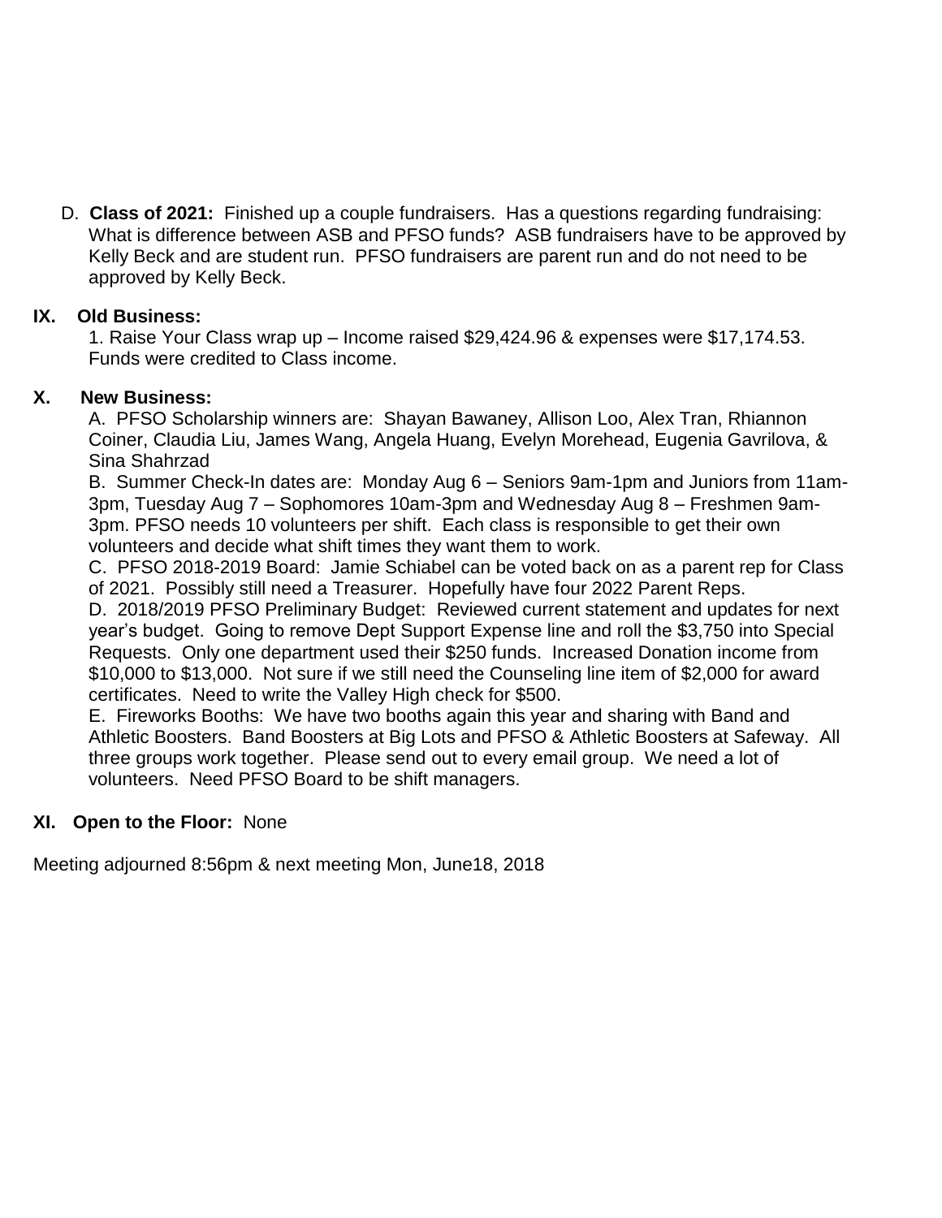D. **Class of 2021:** Finished up a couple fundraisers. Has a questions regarding fundraising: What is difference between ASB and PFSO funds? ASB fundraisers have to be approved by Kelly Beck and are student run. PFSO fundraisers are parent run and do not need to be approved by Kelly Beck.

**IX. Old Business:**

1. Raise Your Class wrap up – Income raised $29,424.96 & expenses were $17,174.53. Funds were credited to Class income.

**X. New Business:**

A. PFSO Scholarship winners are: Shayan Bawaney, Allison Loo, Alex Tran, Rhiannon Coiner, Claudia Liu, James Wang, Angela Huang, Evelyn Morehead, Eugenia Gavrilova, & Sina Shahrzad

B. Summer Check-In dates are: Monday Aug 6 – Seniors 9am-1pm and Juniors from 11am-3pm, Tuesday Aug 7 – Sophomores 10am-3pm and Wednesday Aug 8 – Freshmen 9am-3pm. PFSO needs 10 volunteers per shift. Each class is responsible to get their own volunteers and decide what shift times they want them to work.

C. PFSO 2018-2019 Board: Jamie Schiabel can be voted back on as a parent rep for Class of 2021. Possibly still need a Treasurer. Hopefully have four 2022 Parent Reps.

D. 2018/2019 PFSO Preliminary Budget: Reviewed current statement and updates for next year's budget. Going to remove Dept Support Expense line and roll the $3,750 into Special Requests. Only one department used their $250 funds. Increased Donation income from $10,000 to $13,000. Not sure if we still need the Counseling line item of $2,000 for award certificates. Need to write the Valley High check for $500.

E. Fireworks Booths: We have two booths again this year and sharing with Band and Athletic Boosters. Band Boosters at Big Lots and PFSO & Athletic Boosters at Safeway. All three groups work together. Please send out to every email group. We need a lot of volunteers. Need PFSO Board to be shift managers.

**XI. Open to the Floor:** None

Meeting adjourned 8:56pm & next meeting Mon, June18, 2018